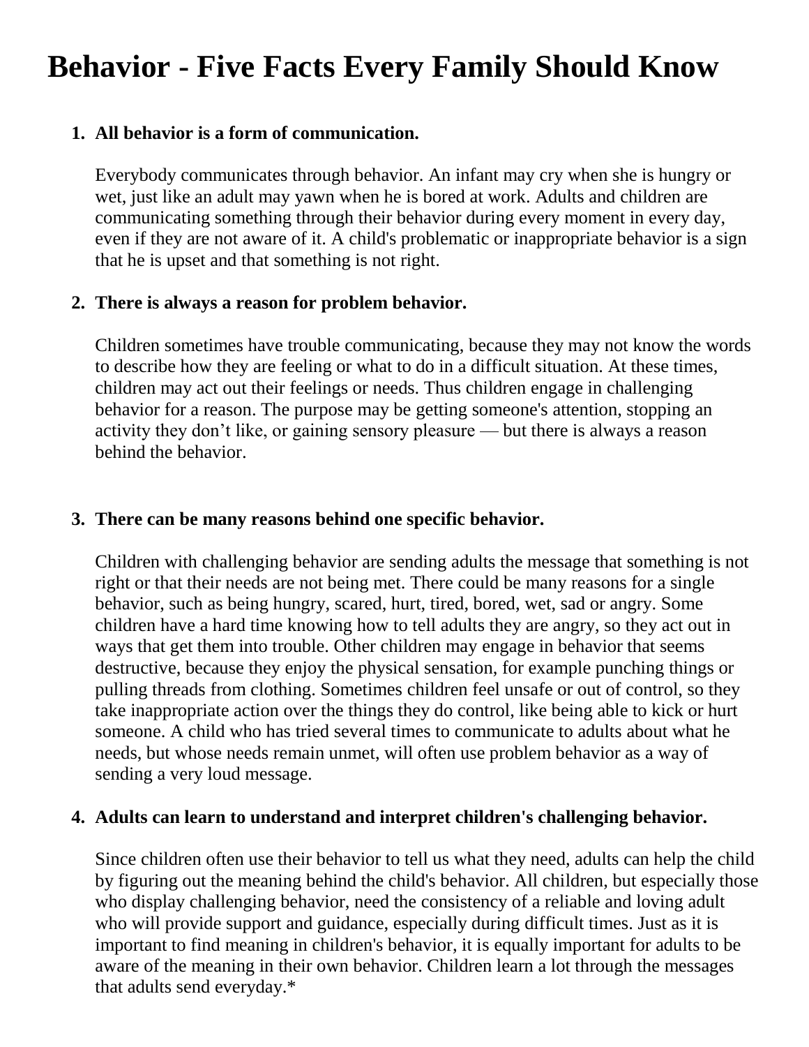# Behavior - Five Facts Every Family Should Know

1. **All behavior is a form of communication.**

   Everybody communicates through behavior. An infant may cry when she is hungry or wet, just like an adult may yawn when he is bored at work. Adults and children are communicating something through their behavior during every moment in every day, even if they are not aware of it. A child's problematic or inappropriate behavior is a sign that he is upset and that something is not right.

2. **There is always a reason for problem behavior.**

   Children sometimes have trouble communicating, because they may not know the words to describe how they are feeling or what to do in a difficult situation. At these times, children may act out their feelings or needs. Thus children engage in challenging behavior for a reason. The purpose may be getting someone's attention, stopping an activity they don't like, or gaining sensory pleasure — but there is always a reason behind the behavior.

3. **There can be many reasons behind one specific behavior.**

   Children with challenging behavior are sending adults the message that something is not right or that their needs are not being met. There could be many reasons for a single behavior, such as being hungry, scared, hurt, tired, bored, wet, sad or angry. Some children have a hard time knowing how to tell adults they are angry, so they act out in ways that get them into trouble. Other children may engage in behavior that seems destructive, because they enjoy the physical sensation, for example punching things or pulling threads from clothing. Sometimes children feel unsafe or out of control, so they take inappropriate action over the things they do control, like being able to kick or hurt someone. A child who has tried several times to communicate to adults about what he needs, but whose needs remain unmet, will often use problem behavior as a way of sending a very loud message.

4. **Adults can learn to understand and interpret children's challenging behavior.**

   Since children often use their behavior to tell us what they need, adults can help the child by figuring out the meaning behind the child's behavior. All children, but especially those who display challenging behavior, need the consistency of a reliable and loving adult who will provide support and guidance, especially during difficult times. Just as it is important to find meaning in children's behavior, it is equally important for adults to be aware of the meaning in their own behavior. Children learn a lot through the messages that adults send everyday.*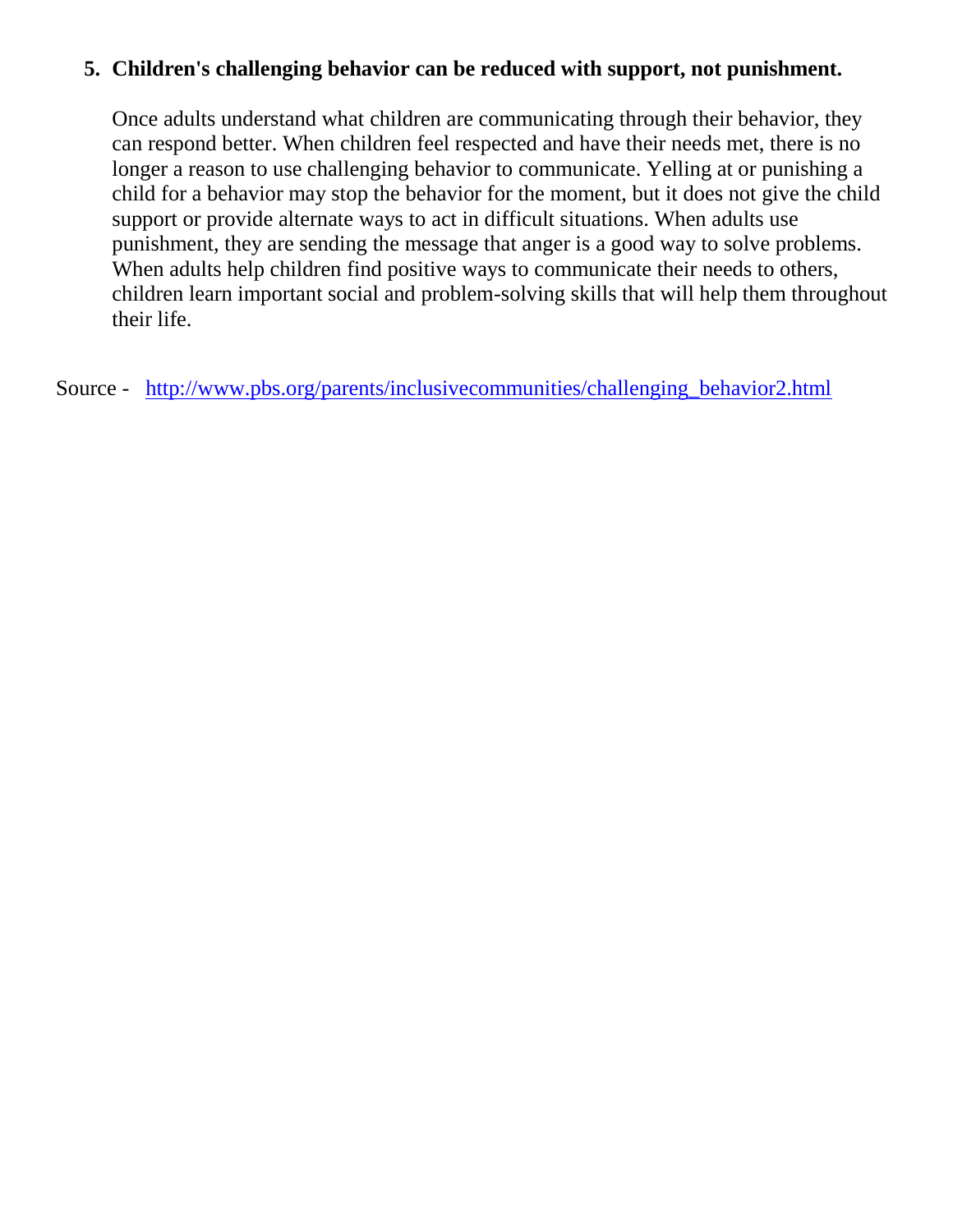5. **Children's challenging behavior can be reduced with support, not punishment.**

   Once adults understand what children are communicating through their behavior, they can respond better. When children feel respected and have their needs met, there is no longer a reason to use challenging behavior to communicate. Yelling at or punishing a child for a behavior may stop the behavior for the moment, but it does not give the child support or provide alternate ways to act in difficult situations. When adults use punishment, they are sending the message that anger is a good way to solve problems. When adults help children find positive ways to communicate their needs to others, children learn important social and problem-solving skills that will help them throughout their life.

Source - [http://www.pbs.org/parents/inclusivecommunities/challenging_behavior2.html](http://www.pbs.org/parents/inclusivecommunities/challenging_behavior2.html)